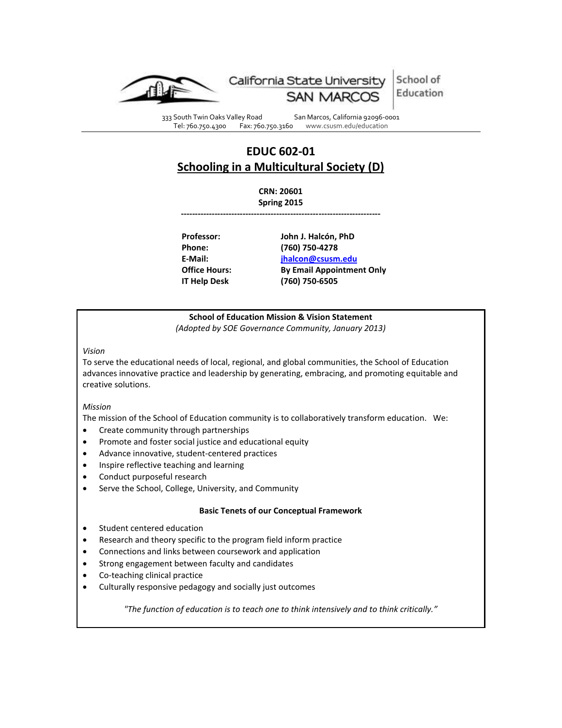California State University SAN MARCOS | School of Education

333 South Twin Oaks Valley Road San Marcos, California 92096-0001
Tel: 760.750.4300 Fax: 760.750.3160 www.csusm.edu/education

# EDUC 602-01

## Schooling in a Multicultural Society (D)

**CRN: 20601**
**Spring 2015**

---

| | |
|---|---|
| **Professor:** | **John J. Halcón, PhD** |
| **Phone:** | **(760) 750-4278** |
| **E-Mail:** | **jhalcon@csusm.edu** |
| **Office Hours:** | **By Email Appointment Only** |
| **IT Help Desk** | **(760) 750-6505** |

**School of Education Mission & Vision Statement**
*(Adopted by SOE Governance Community, January 2013)*

*Vision*

To serve the educational needs of local, regional, and global communities, the School of Education advances innovative practice and leadership by generating, embracing, and promoting equitable and creative solutions.

*Mission*

The mission of the School of Education community is to collaboratively transform education. We:

- Create community through partnerships
- Promote and foster social justice and educational equity
- Advance innovative, student-centered practices
- Inspire reflective teaching and learning
- Conduct purposeful research
- Serve the School, College, University, and Community

**Basic Tenets of our Conceptual Framework**

- Student centered education
- Research and theory specific to the program field inform practice
- Connections and links between coursework and application
- Strong engagement between faculty and candidates
- Co-teaching clinical practice
- Culturally responsive pedagogy and socially just outcomes

*"The function of education is to teach one to think intensively and to think critically."*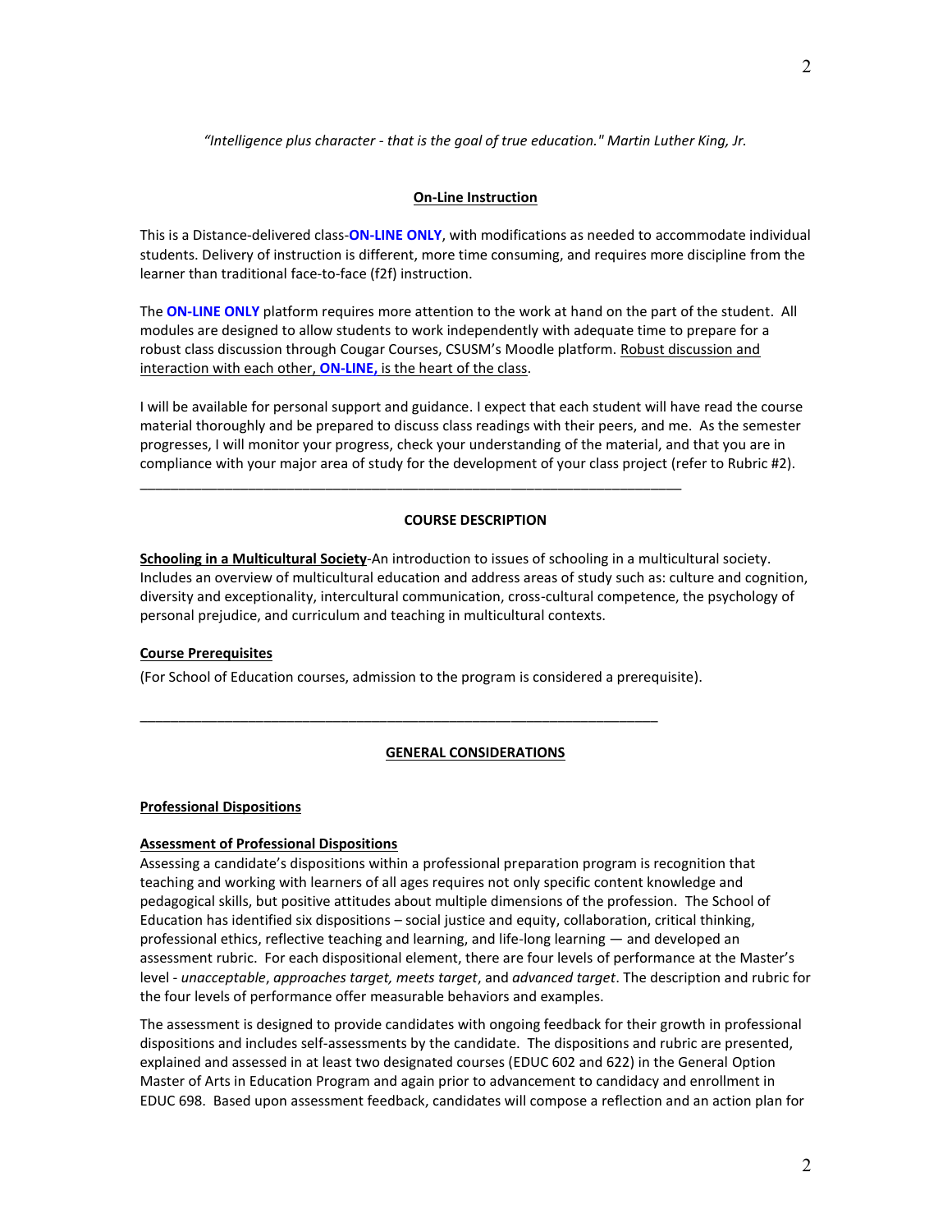*"Intelligence plus character - that is the goal of true education." Martin Luther King, Jr.*

## On-Line Instruction

This is a Distance-delivered class-**ON-LINE ONLY**, with modifications as needed to accommodate individual students. Delivery of instruction is different, more time consuming, and requires more discipline from the learner than traditional face-to-face (f2f) instruction.

The **ON-LINE ONLY** platform requires more attention to the work at hand on the part of the student. All modules are designed to allow students to work independently with adequate time to prepare for a robust class discussion through Cougar Courses, CSUSM's Moodle platform. Robust discussion and interaction with each other, **ON-LINE,** is the heart of the class.

I will be available for personal support and guidance. I expect that each student will have read the course material thoroughly and be prepared to discuss class readings with their peers, and me. As the semester progresses, I will monitor your progress, check your understanding of the material, and that you are in compliance with your major area of study for the development of your class project (refer to Rubric #2).

---

## COURSE DESCRIPTION

**Schooling in a Multicultural Society**-An introduction to issues of schooling in a multicultural society. Includes an overview of multicultural education and address areas of study such as: culture and cognition, diversity and exceptionality, intercultural communication, cross-cultural competence, the psychology of personal prejudice, and curriculum and teaching in multicultural contexts.

### Course Prerequisites

(For School of Education courses, admission to the program is considered a prerequisite).

---

## GENERAL CONSIDERATIONS

### Professional Dispositions

### Assessment of Professional Dispositions

Assessing a candidate's dispositions within a professional preparation program is recognition that teaching and working with learners of all ages requires not only specific content knowledge and pedagogical skills, but positive attitudes about multiple dimensions of the profession. The School of Education has identified six dispositions – social justice and equity, collaboration, critical thinking, professional ethics, reflective teaching and learning, and life-long learning — and developed an assessment rubric. For each dispositional element, there are four levels of performance at the Master's level - *unacceptable*, *approaches target, meets target*, and *advanced target*. The description and rubric for the four levels of performance offer measurable behaviors and examples.

The assessment is designed to provide candidates with ongoing feedback for their growth in professional dispositions and includes self-assessments by the candidate. The dispositions and rubric are presented, explained and assessed in at least two designated courses (EDUC 602 and 622) in the General Option Master of Arts in Education Program and again prior to advancement to candidacy and enrollment in EDUC 698. Based upon assessment feedback, candidates will compose a reflection and an action plan for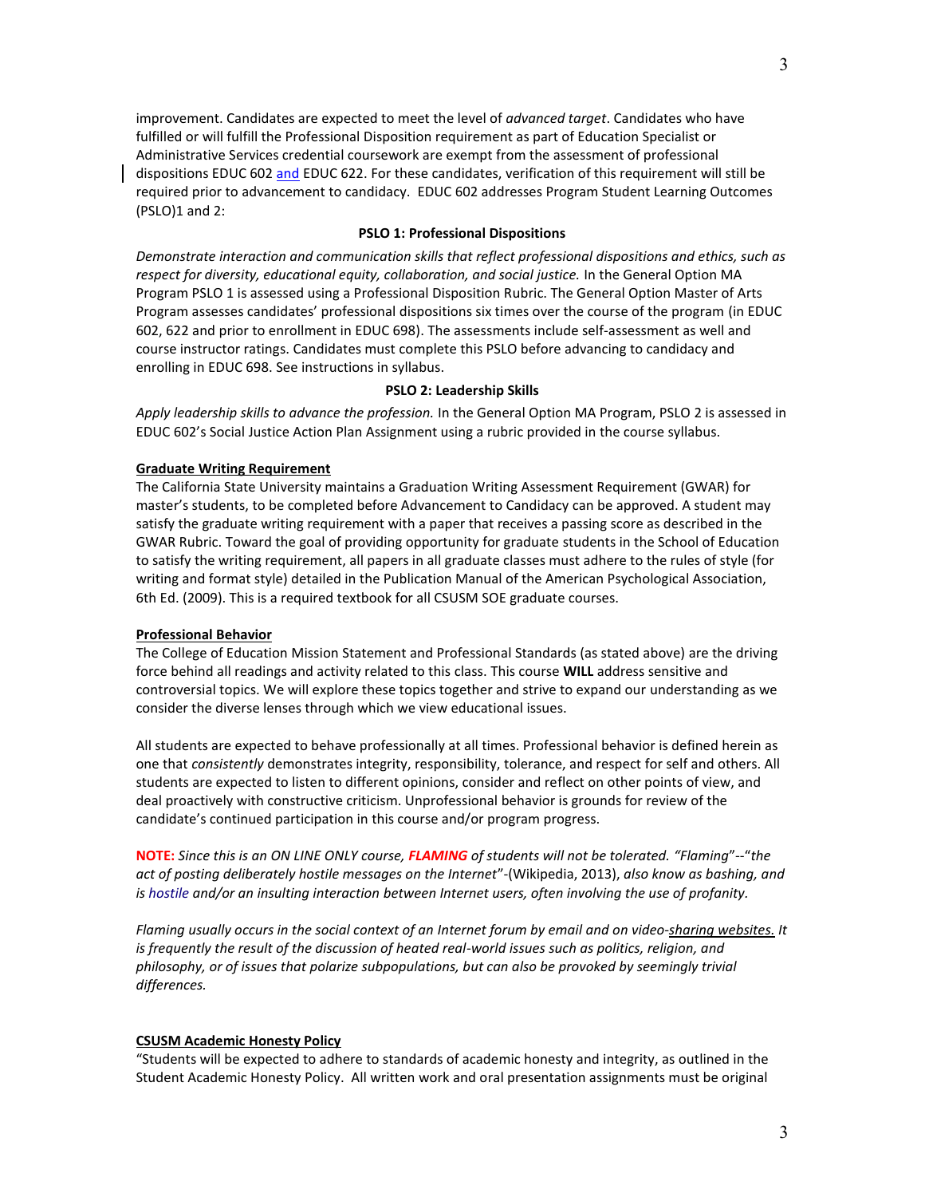improvement. Candidates are expected to meet the level of *advanced target*. Candidates who have fulfilled or will fulfill the Professional Disposition requirement as part of Education Specialist or Administrative Services credential coursework are exempt from the assessment of professional dispositions EDUC 602 and EDUC 622. For these candidates, verification of this requirement will still be required prior to advancement to candidacy. EDUC 602 addresses Program Student Learning Outcomes (PSLO)1 and 2:

**PSLO 1: Professional Dispositions**

*Demonstrate interaction and communication skills that reflect professional dispositions and ethics, such as respect for diversity, educational equity, collaboration, and social justice.* In the General Option MA Program PSLO 1 is assessed using a Professional Disposition Rubric. The General Option Master of Arts Program assesses candidates' professional dispositions six times over the course of the program (in EDUC 602, 622 and prior to enrollment in EDUC 698). The assessments include self-assessment as well and course instructor ratings. Candidates must complete this PSLO before advancing to candidacy and enrolling in EDUC 698. See instructions in syllabus.

**PSLO 2: Leadership Skills**

*Apply leadership skills to advance the profession.* In the General Option MA Program, PSLO 2 is assessed in EDUC 602's Social Justice Action Plan Assignment using a rubric provided in the course syllabus.

**Graduate Writing Requirement**

The California State University maintains a Graduation Writing Assessment Requirement (GWAR) for master's students, to be completed before Advancement to Candidacy can be approved. A student may satisfy the graduate writing requirement with a paper that receives a passing score as described in the GWAR Rubric. Toward the goal of providing opportunity for graduate students in the School of Education to satisfy the writing requirement, all papers in all graduate classes must adhere to the rules of style (for writing and format style) detailed in the Publication Manual of the American Psychological Association, 6th Ed. (2009). This is a required textbook for all CSUSM SOE graduate courses.

**Professional Behavior**

The College of Education Mission Statement and Professional Standards (as stated above) are the driving force behind all readings and activity related to this class. This course **WILL** address sensitive and controversial topics. We will explore these topics together and strive to expand our understanding as we consider the diverse lenses through which we view educational issues.

All students are expected to behave professionally at all times. Professional behavior is defined herein as one that *consistently* demonstrates integrity, responsibility, tolerance, and respect for self and others. All students are expected to listen to different opinions, consider and reflect on other points of view, and deal proactively with constructive criticism. Unprofessional behavior is grounds for review of the candidate's continued participation in this course and/or program progress.

**NOTE:** *Since this is an ON LINE ONLY course,* ***FLAMING*** *of students will not be tolerated. "Flaming*"--"*the act of posting deliberately hostile messages on the Internet*"-(Wikipedia, 2013), *also know as bashing, and is hostile and/or an insulting interaction between Internet users, often involving the use of profanity.*

*Flaming usually occurs in the social context of an Internet forum by email and on video-sharing websites. It is frequently the result of the discussion of heated real-world issues such as politics, religion, and philosophy, or of issues that polarize subpopulations, but can also be provoked by seemingly trivial differences.*

**CSUSM Academic Honesty Policy**

"Students will be expected to adhere to standards of academic honesty and integrity, as outlined in the Student Academic Honesty Policy. All written work and oral presentation assignments must be original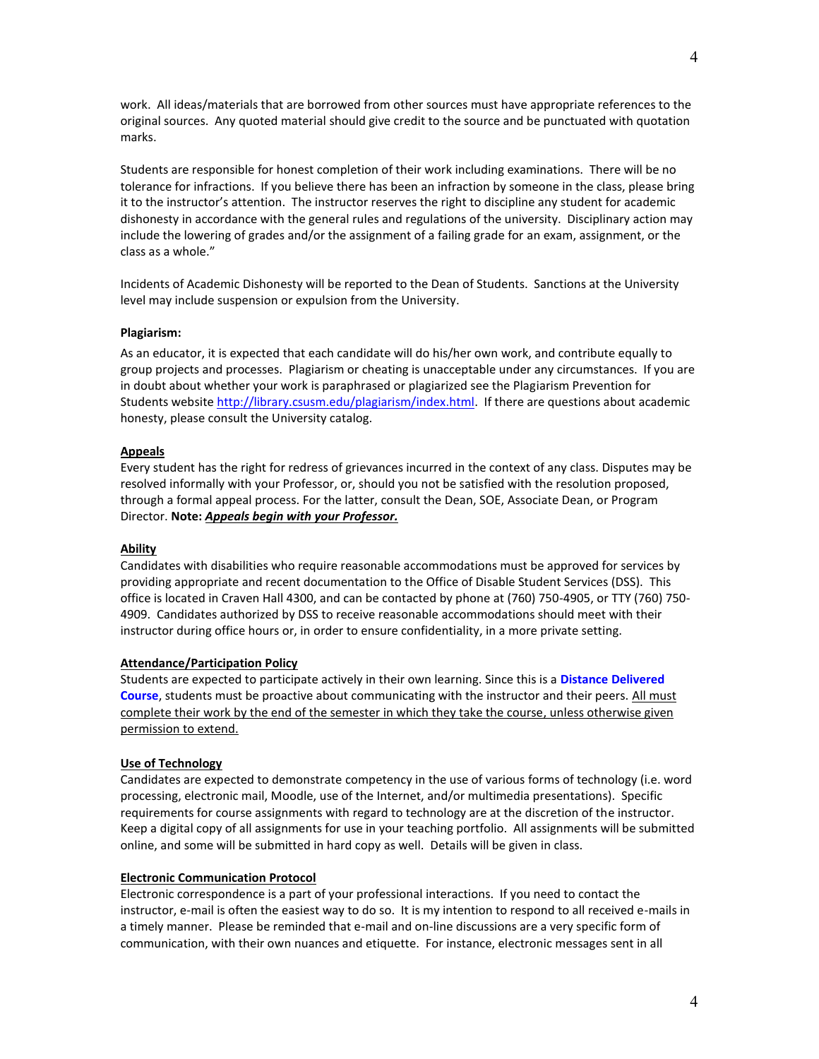work. All ideas/materials that are borrowed from other sources must have appropriate references to the original sources. Any quoted material should give credit to the source and be punctuated with quotation marks.

Students are responsible for honest completion of their work including examinations. There will be no tolerance for infractions. If you believe there has been an infraction by someone in the class, please bring it to the instructor's attention. The instructor reserves the right to discipline any student for academic dishonesty in accordance with the general rules and regulations of the university. Disciplinary action may include the lowering of grades and/or the assignment of a failing grade for an exam, assignment, or the class as a whole."

Incidents of Academic Dishonesty will be reported to the Dean of Students. Sanctions at the University level may include suspension or expulsion from the University.

**Plagiarism:**

As an educator, it is expected that each candidate will do his/her own work, and contribute equally to group projects and processes. Plagiarism or cheating is unacceptable under any circumstances. If you are in doubt about whether your work is paraphrased or plagiarized see the Plagiarism Prevention for Students website http://library.csusm.edu/plagiarism/index.html. If there are questions about academic honesty, please consult the University catalog.

**Appeals**

Every student has the right for redress of grievances incurred in the context of any class. Disputes may be resolved informally with your Professor, or, should you not be satisfied with the resolution proposed, through a formal appeal process. For the latter, consult the Dean, SOE, Associate Dean, or Program Director. **Note:** ***Appeals begin with your Professor.***

**Ability**

Candidates with disabilities who require reasonable accommodations must be approved for services by providing appropriate and recent documentation to the Office of Disable Student Services (DSS). This office is located in Craven Hall 4300, and can be contacted by phone at (760) 750-4905, or TTY (760) 750-4909. Candidates authorized by DSS to receive reasonable accommodations should meet with their instructor during office hours or, in order to ensure confidentiality, in a more private setting.

**Attendance/Participation Policy**

Students are expected to participate actively in their own learning. Since this is a **Distance Delivered Course**, students must be proactive about communicating with the instructor and their peers. All must complete their work by the end of the semester in which they take the course, unless otherwise given permission to extend.

**Use of Technology**

Candidates are expected to demonstrate competency in the use of various forms of technology (i.e. word processing, electronic mail, Moodle, use of the Internet, and/or multimedia presentations). Specific requirements for course assignments with regard to technology are at the discretion of the instructor. Keep a digital copy of all assignments for use in your teaching portfolio. All assignments will be submitted online, and some will be submitted in hard copy as well. Details will be given in class.

**Electronic Communication Protocol**

Electronic correspondence is a part of your professional interactions. If you need to contact the instructor, e-mail is often the easiest way to do so. It is my intention to respond to all received e-mails in a timely manner. Please be reminded that e-mail and on-line discussions are a very specific form of communication, with their own nuances and etiquette. For instance, electronic messages sent in all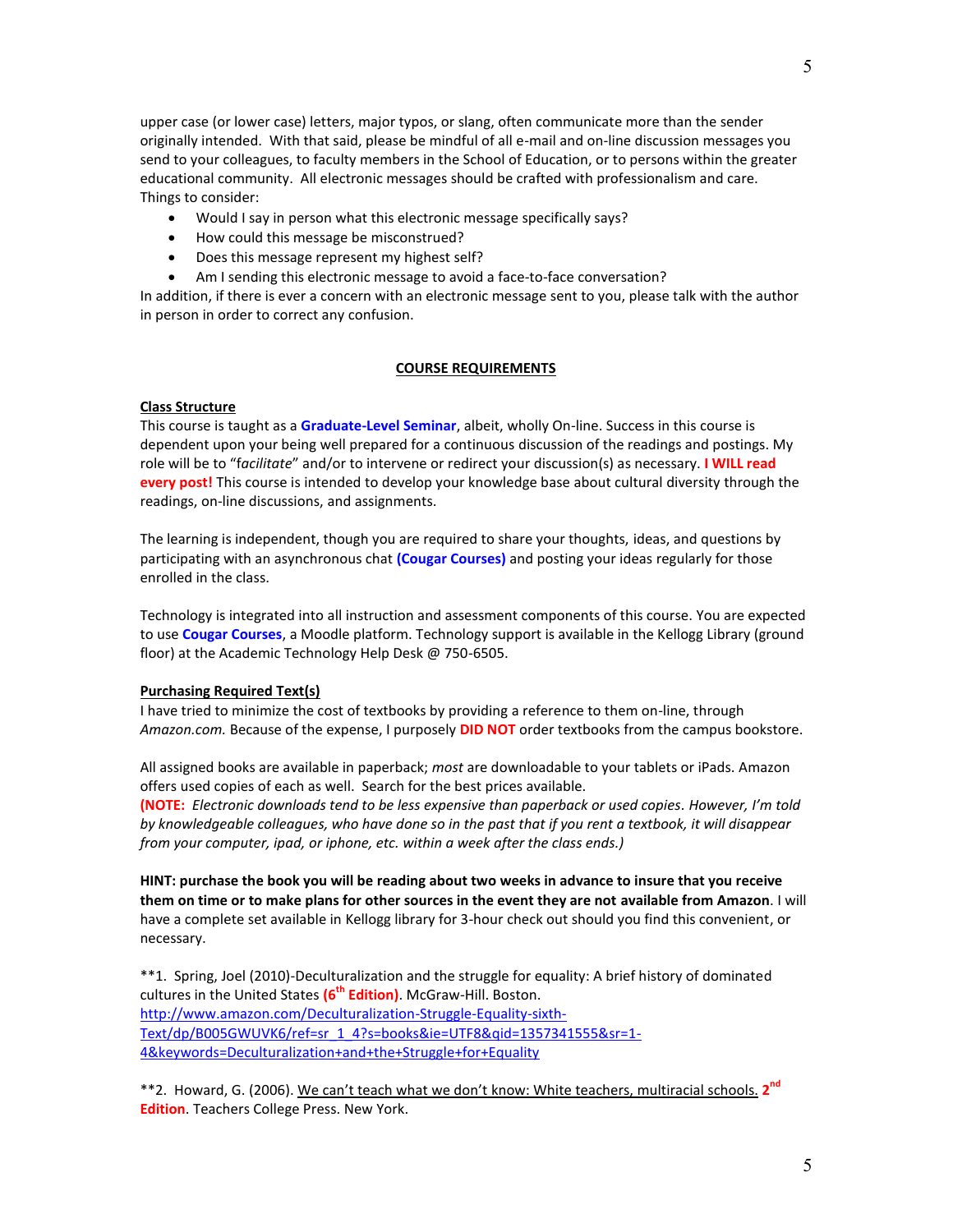upper case (or lower case) letters, major typos, or slang, often communicate more than the sender originally intended. With that said, please be mindful of all e-mail and on-line discussion messages you send to your colleagues, to faculty members in the School of Education, or to persons within the greater educational community. All electronic messages should be crafted with professionalism and care. Things to consider:

- Would I say in person what this electronic message specifically says?
- How could this message be misconstrued?
- Does this message represent my highest self?
- Am I sending this electronic message to avoid a face-to-face conversation?

In addition, if there is ever a concern with an electronic message sent to you, please talk with the author in person in order to correct any confusion.

## COURSE REQUIREMENTS

### Class Structure

This course is taught as a **Graduate-Level Seminar**, albeit, wholly On-line. Success in this course is dependent upon your being well prepared for a continuous discussion of the readings and postings. My role will be to "*facilitate*" and/or to intervene or redirect your discussion(s) as necessary. **I WILL read every post!** This course is intended to develop your knowledge base about cultural diversity through the readings, on-line discussions, and assignments.

The learning is independent, though you are required to share your thoughts, ideas, and questions by participating with an asynchronous chat **(Cougar Courses)** and posting your ideas regularly for those enrolled in the class.

Technology is integrated into all instruction and assessment components of this course. You are expected to use **Cougar Courses**, a Moodle platform. Technology support is available in the Kellogg Library (ground floor) at the Academic Technology Help Desk @ 750-6505.

### Purchasing Required Text(s)

I have tried to minimize the cost of textbooks by providing a reference to them on-line, through *Amazon.com.* Because of the expense, I purposely **DID NOT** order textbooks from the campus bookstore.

All assigned books are available in paperback; *most* are downloadable to your tablets or iPads. Amazon offers used copies of each as well. Search for the best prices available.
**(NOTE:** *Electronic downloads tend to be less expensive than paperback or used copies. However, I'm told by knowledgeable colleagues, who have done so in the past that if you rent a textbook, it will disappear from your computer, ipad, or iphone, etc. within a week after the class ends.)*

**HINT: purchase the book you will be reading about two weeks in advance to insure that you receive them on time or to make plans for other sources in the event they are not available from Amazon**. I will have a complete set available in Kellogg library for 3-hour check out should you find this convenient, or necessary.

**1. Spring, Joel (2010)-Deculturalization and the struggle for equality: A brief history of dominated cultures in the United States **(6th Edition)**. McGraw-Hill. Boston.
http://www.amazon.com/Deculturalization-Struggle-Equality-sixth-Text/dp/B005GWUVK6/ref=sr_1_4?s=books&ie=UTF8&qid=1357341555&sr=1-4&keywords=Deculturalization+and+the+Struggle+for+Equality

**2. Howard, G. (2006). We can't teach what we don't know: White teachers, multiracial schools. **2nd Edition**. Teachers College Press. New York.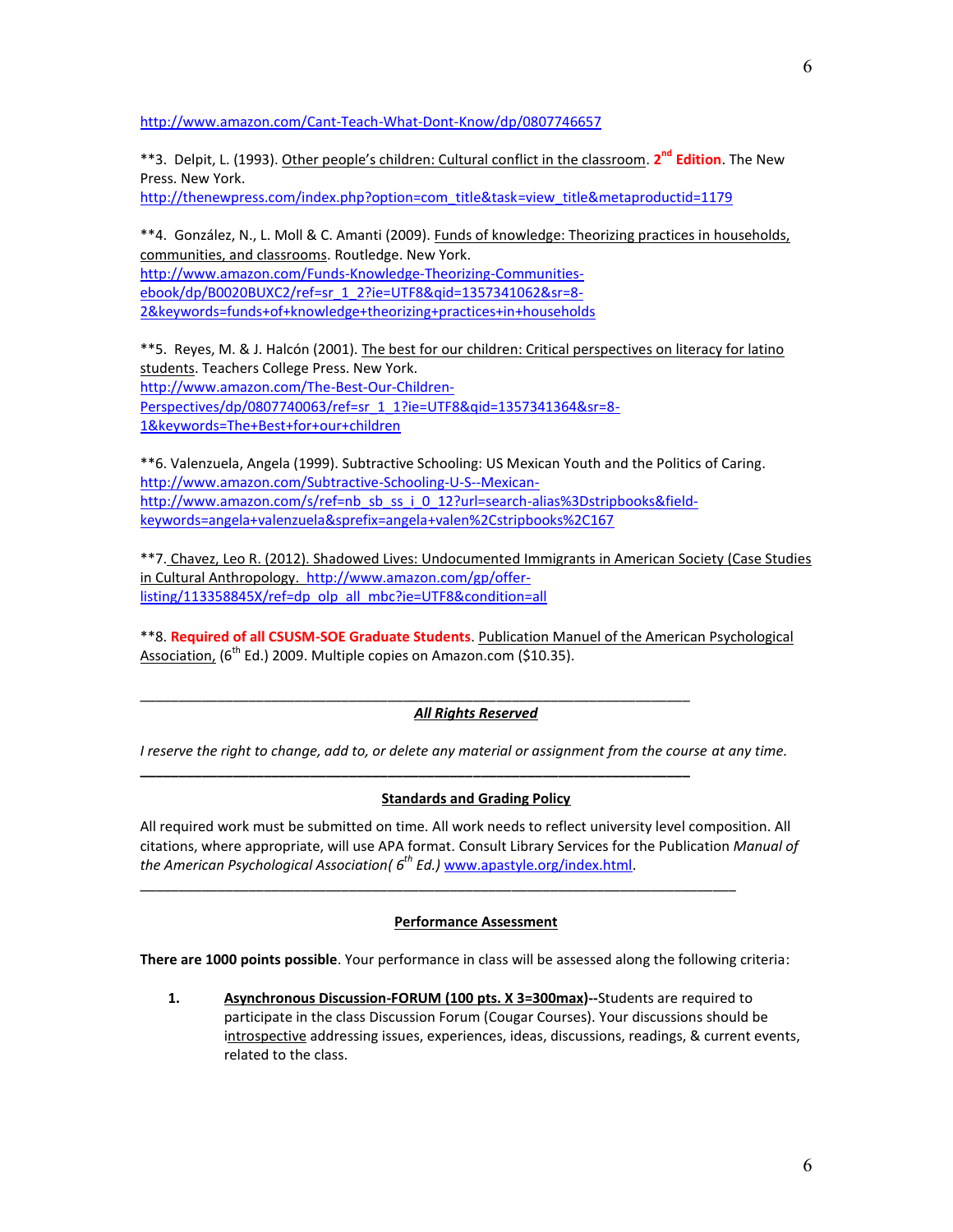http://www.amazon.com/Cant-Teach-What-Dont-Know/dp/0807746657

**3. Delpit, L. (1993). Other people's children: Cultural conflict in the classroom. **2nd Edition**. The New Press. New York.
http://thenewpress.com/index.php?option=com_title&task=view_title&metaproductid=1179

**4. González, N., L. Moll & C. Amanti (2009). Funds of knowledge: Theorizing practices in households, communities, and classrooms. Routledge. New York.
http://www.amazon.com/Funds-Knowledge-Theorizing-Communities-ebook/dp/B0020BUXC2/ref=sr_1_2?ie=UTF8&qid=1357341062&sr=8-2&keywords=funds+of+knowledge+theorizing+practices+in+households

**5. Reyes, M. & J. Halcón (2001). The best for our children: Critical perspectives on literacy for latino students. Teachers College Press. New York.
http://www.amazon.com/The-Best-Our-Children-Perspectives/dp/0807740063/ref=sr_1_1?ie=UTF8&qid=1357341364&sr=8-1&keywords=The+Best+for+our+children

**6. Valenzuela, Angela (1999). Subtractive Schooling: US Mexican Youth and the Politics of Caring.
http://www.amazon.com/Subtractive-Schooling-U-S--Mexican-
http://www.amazon.com/s/ref=nb_sb_ss_i_0_12?url=search-alias%3Dstripbooks&field-keywords=angela+valenzuela&sprefix=angela+valen%2Cstripbooks%2C167

**7. Chavez, Leo R. (2012). Shadowed Lives: Undocumented Immigrants in American Society (Case Studies in Cultural Anthropology. http://www.amazon.com/gp/offer-listing/113358845X/ref=dp_olp_all_mbc?ie=UTF8&condition=all

**8. **Required of all CSUSM-SOE Graduate Students**. Publication Manuel of the American Psychological Association, (6th Ed.) 2009. Multiple copies on Amazon.com ($10.35).

---

***All Rights Reserved***

*I reserve the right to change, add to, or delete any material or assignment from the course at any time.*

---

**Standards and Grading Policy**

All required work must be submitted on time. All work needs to reflect university level composition. All citations, where appropriate, will use APA format. Consult Library Services for the Publication *Manual of the American Psychological Association( 6th Ed.)* www.apastyle.org/index.html.

---

**Performance Assessment**

**There are 1000 points possible**. Your performance in class will be assessed along the following criteria:

1. **Asynchronous Discussion-FORUM (100 pts. X 3=300max)--**Students are required to participate in the class Discussion Forum (Cougar Courses). Your discussions should be introspective addressing issues, experiences, ideas, discussions, readings, & current events, related to the class.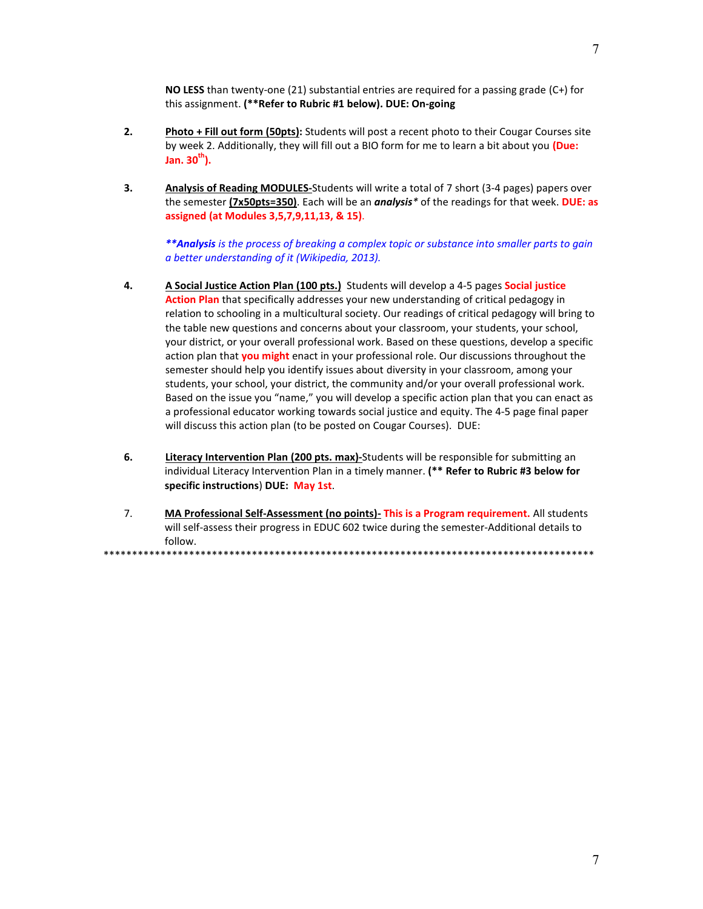**NO LESS** than twenty-one (21) substantial entries are required for a passing grade (C+) for this assignment. **(**Refer to Rubric #1 below). DUE: On-going**

**2.** **Photo + Fill out form (50pts):** Students will post a recent photo to their Cougar Courses site by week 2. Additionally, they will fill out a BIO form for me to learn a bit about you **(Due: Jan. 30th).**

**3.** **Analysis of Reading MODULES-**Students will write a total of 7 short (3-4 pages) papers over the semester **(7x50pts=350)**. Each will be an ***analysis**** of the readings for that week. **DUE: as assigned (at Modules 3,5,7,9,11,13, & 15)**.

*****Analysis** is the process of breaking a complex topic or substance into smaller parts to gain a better understanding of it (Wikipedia, 2013).*

**4.** **A Social Justice Action Plan (100 pts.)** Students will develop a 4-5 pages **Social justice Action Plan** that specifically addresses your new understanding of critical pedagogy in relation to schooling in a multicultural society. Our readings of critical pedagogy will bring to the table new questions and concerns about your classroom, your students, your school, your district, or your overall professional work. Based on these questions, develop a specific action plan that **you might** enact in your professional role. Our discussions throughout the semester should help you identify issues about diversity in your classroom, among your students, your school, your district, the community and/or your overall professional work. Based on the issue you "name," you will develop a specific action plan that you can enact as a professional educator working towards social justice and equity. The 4-5 page final paper will discuss this action plan (to be posted on Cougar Courses). DUE:

**6.** **Literacy Intervention Plan (200 pts. max)-**Students will be responsible for submitting an individual Literacy Intervention Plan in a timely manner. **(** Refer to Rubric #3 below for specific instructions**) **DUE: May 1st**.

7. **MA Professional Self-Assessment (no points)- This is a Program requirement.** All students will self-assess their progress in EDUC 602 twice during the semester-Additional details to follow.

*******************************************************************************************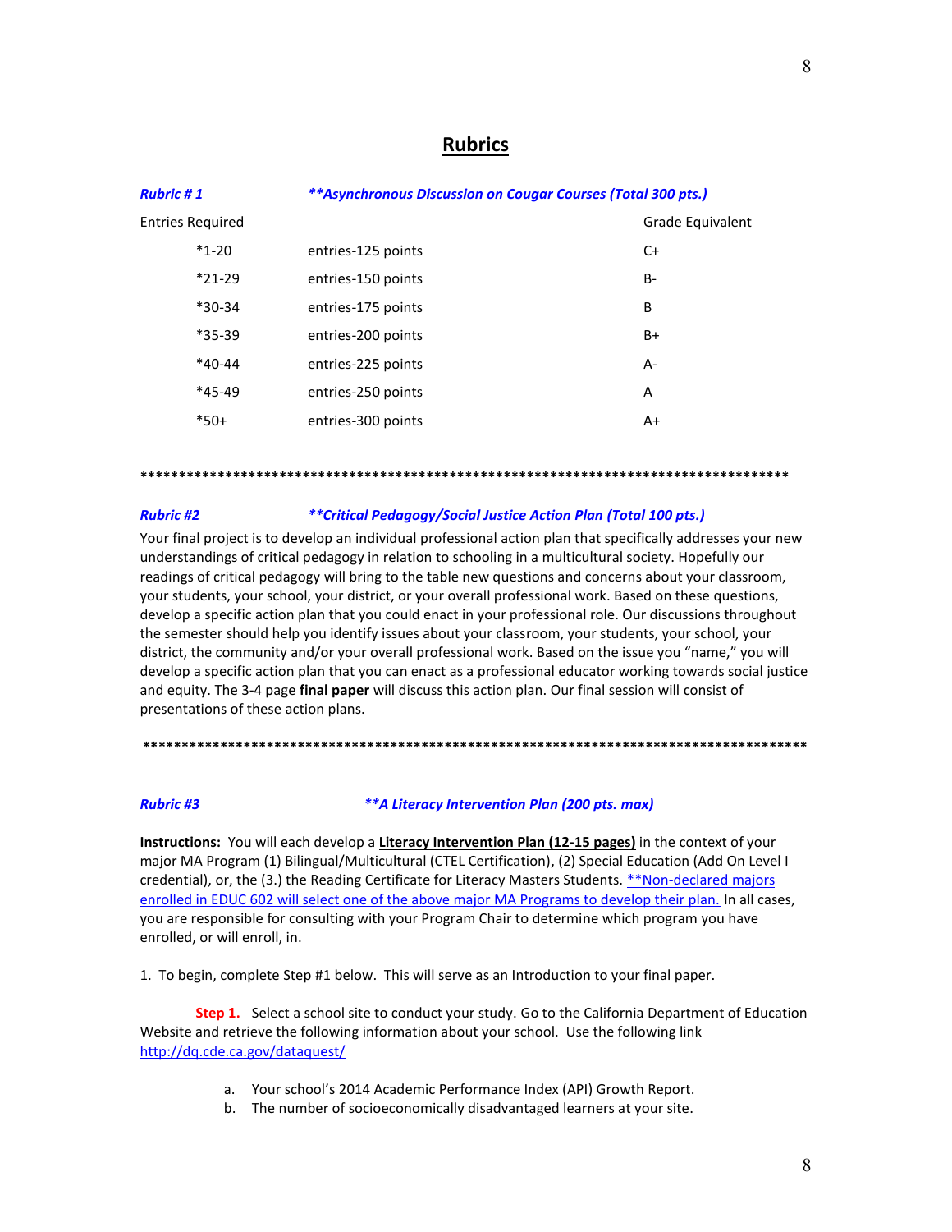# Rubrics

***Rubric # 1*** ***\*\*Asynchronous Discussion on Cougar Courses (Total 300 pts.)***

| Entries Required | | Grade Equivalent |
|---|---|---|
| *1-20 | entries-125 points | C+ |
| *21-29 | entries-150 points | B- |
| *30-34 | entries-175 points | B |
| *35-39 | entries-200 points | B+ |
| *40-44 | entries-225 points | A- |
| *45-49 | entries-250 points | A |
| *50+ | entries-300 points | A+ |

**\*\*\*\*\*\*\*\*\*\*\*\*\*\*\*\*\*\*\*\*\*\*\*\*\*\*\*\*\*\*\*\*\*\*\*\*\*\*\*\*\*\*\*\*\*\*\*\*\*\*\*\*\*\*\*\*\*\*\*\*\*\*\*\*\*\*\*\*\*\*\*\*\*\*\*\*\*\*\*\*\*\*\*\*\*\*\*\***

***Rubric #2*** ***\*\*Critical Pedagogy/Social Justice Action Plan (Total 100 pts.)***

Your final project is to develop an individual professional action plan that specifically addresses your new understandings of critical pedagogy in relation to schooling in a multicultural society. Hopefully our readings of critical pedagogy will bring to the table new questions and concerns about your classroom, your students, your school, your district, or your overall professional work. Based on these questions, develop a specific action plan that you could enact in your professional role. Our discussions throughout the semester should help you identify issues about your classroom, your students, your school, your district, the community and/or your overall professional work. Based on the issue you "name," you will develop a specific action plan that you can enact as a professional educator working towards social justice and equity. The 3-4 page **final paper** will discuss this action plan. Our final session will consist of presentations of these action plans.

**\*\*\*\*\*\*\*\*\*\*\*\*\*\*\*\*\*\*\*\*\*\*\*\*\*\*\*\*\*\*\*\*\*\*\*\*\*\*\*\*\*\*\*\*\*\*\*\*\*\*\*\*\*\*\*\*\*\*\*\*\*\*\*\*\*\*\*\*\*\*\*\*\*\*\*\*\*\*\*\*\*\*\*\*\*\*\*\*\*\*\*\*\***

***Rubric #3*** ***\*\*A Literacy Intervention Plan (200 pts. max)***

**Instructions:** You will each develop a **<u>Literacy Intervention Plan (12-15 pages)</u>** in the context of your major MA Program (1) Bilingual/Multicultural (CTEL Certification), (2) Special Education (Add On Level I credential), or, the (3.) the Reading Certificate for Literacy Masters Students. <u>\*\*Non-declared majors enrolled in EDUC 602 will select one of the above major MA Programs to develop their plan.</u> In all cases, you are responsible for consulting with your Program Chair to determine which program you have enrolled, or will enroll, in.

1. To begin, complete Step #1 below. This will serve as an Introduction to your final paper.

**Step 1.** Select a school site to conduct your study. Go to the California Department of Education Website and retrieve the following information about your school. Use the following link http://dq.cde.ca.gov/dataquest/

a. Your school's 2014 Academic Performance Index (API) Growth Report.
b. The number of socioeconomically disadvantaged learners at your site.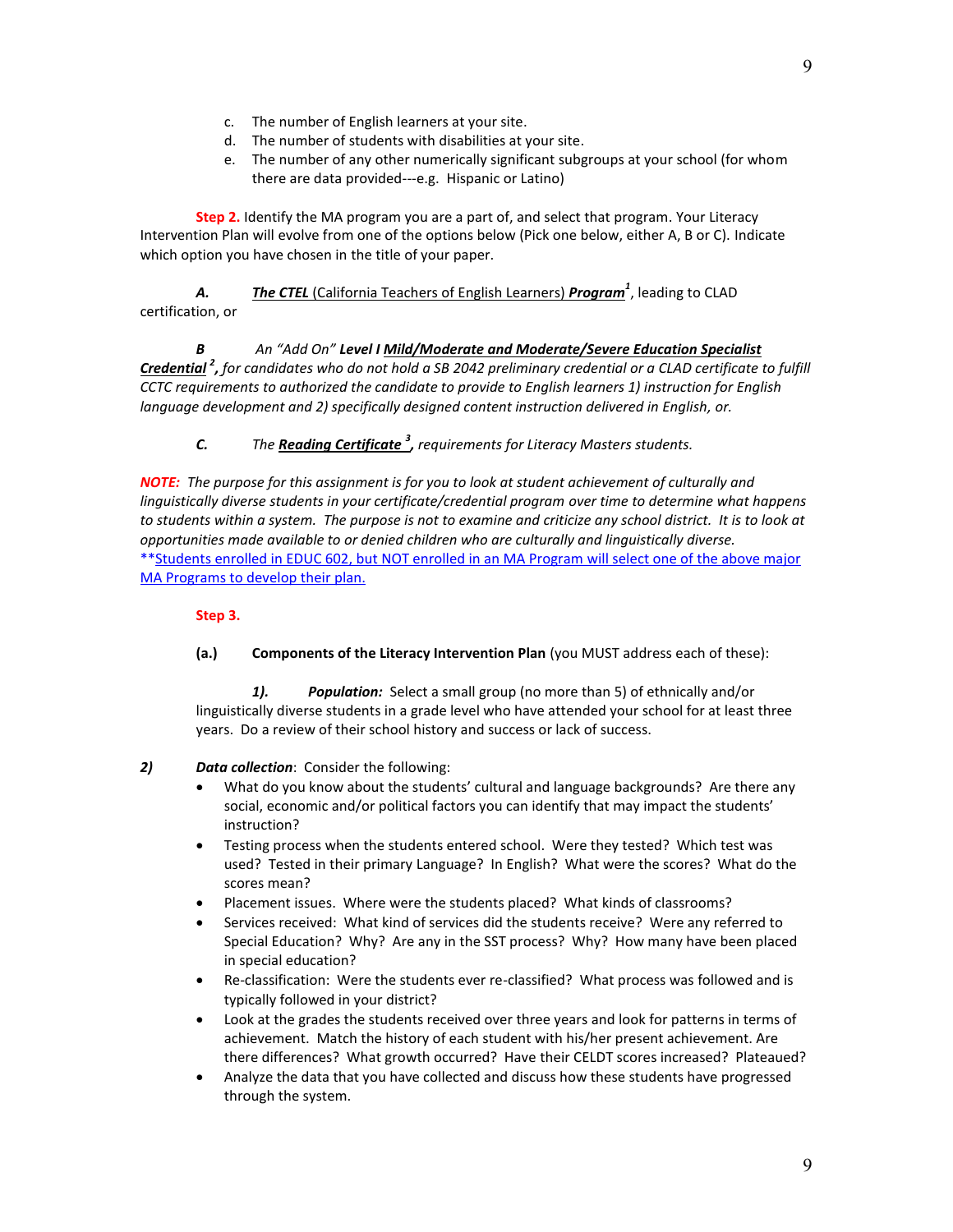c. The number of English learners at your site.
d. The number of students with disabilities at your site.
e. The number of any other numerically significant subgroups at your school (for whom there are data provided---e.g. Hispanic or Latino)

**Step 2.** Identify the MA program you are a part of, and select that program. Your Literacy Intervention Plan will evolve from one of the options below (Pick one below, either A, B or C). Indicate which option you have chosen in the title of your paper.

***A.*** ***The CTEL*** (California Teachers of English Learners) ***Program***[1], leading to CLAD certification, or

***B*** *An "Add On"* ***Level I Mild/Moderate and Moderate/Severe Education Specialist Credential***[2]*, for candidates who do not hold a SB 2042 preliminary credential or a CLAD certificate to fulfill CCTC requirements to authorized the candidate to provide to English learners 1) instruction for English language development and 2) specifically designed content instruction delivered in English, or.*

***C.*** *The* ***Reading Certificate***[3]*, requirements for Literacy Masters students.*

***NOTE:*** *The purpose for this assignment is for you to look at student achievement of culturally and linguistically diverse students in your certificate/credential program over time to determine what happens to students within a system. The purpose is not to examine and criticize any school district. It is to look at opportunities made available to or denied children who are culturally and linguistically diverse.*
**Students enrolled in EDUC 602, but NOT enrolled in an MA Program will select one of the above major MA Programs to develop their plan.

**Step 3.**

**(a.) Components of the Literacy Intervention Plan** (you MUST address each of these):

***1). Population:*** Select a small group (no more than 5) of ethnically and/or linguistically diverse students in a grade level who have attended your school for at least three years. Do a review of their school history and success or lack of success.

***2) Data collection***: Consider the following:

- What do you know about the students' cultural and language backgrounds? Are there any social, economic and/or political factors you can identify that may impact the students' instruction?
- Testing process when the students entered school. Were they tested? Which test was used? Tested in their primary Language? In English? What were the scores? What do the scores mean?
- Placement issues. Where were the students placed? What kinds of classrooms?
- Services received: What kind of services did the students receive? Were any referred to Special Education? Why? Are any in the SST process? Why? How many have been placed in special education?
- Re-classification: Were the students ever re-classified? What process was followed and is typically followed in your district?
- Look at the grades the students received over three years and look for patterns in terms of achievement. Match the history of each student with his/her present achievement. Are there differences? What growth occurred? Have their CELDT scores increased? Plateaued?
- Analyze the data that you have collected and discuss how these students have progressed through the system.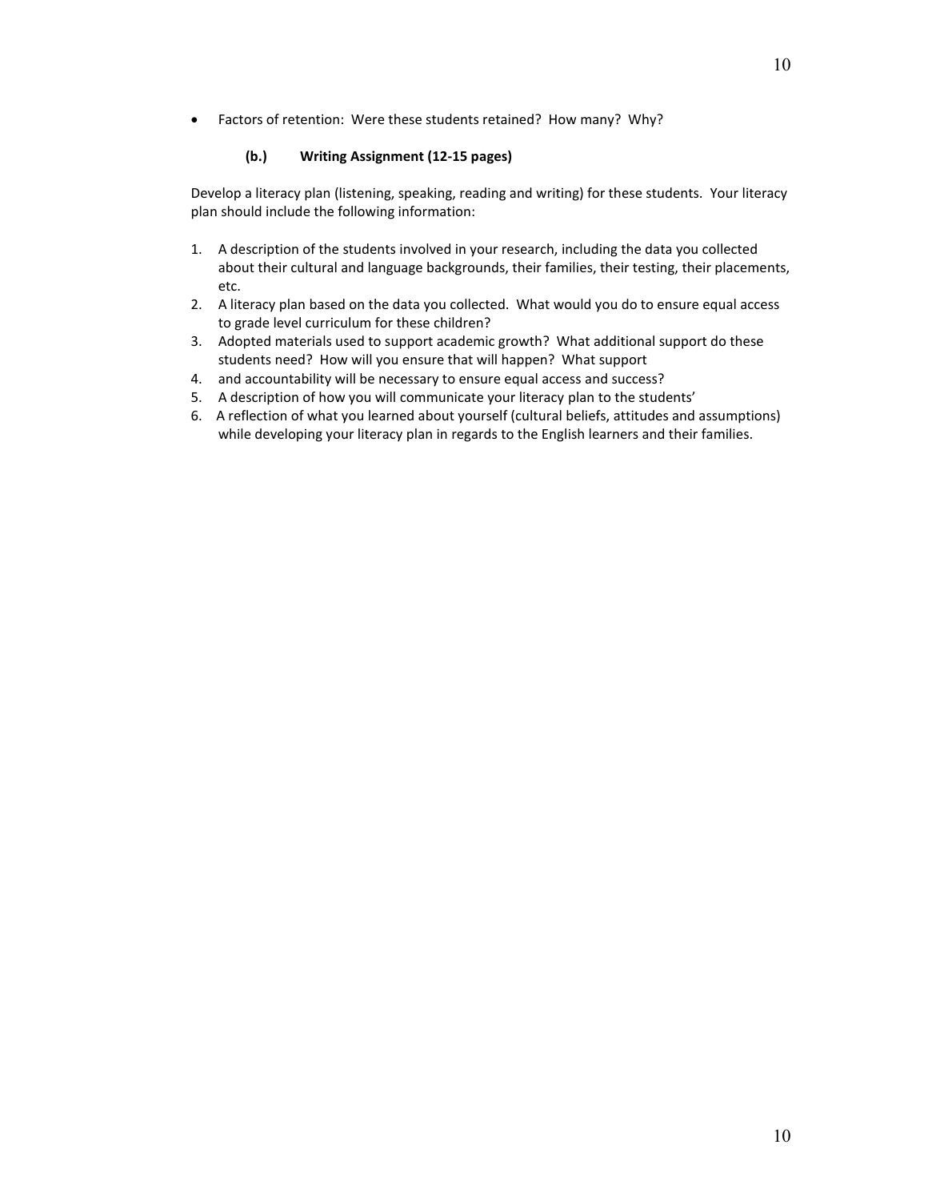- Factors of retention: Were these students retained? How many? Why?

**(b.) Writing Assignment (12-15 pages)**

Develop a literacy plan (listening, speaking, reading and writing) for these students. Your literacy plan should include the following information:

1. A description of the students involved in your research, including the data you collected about their cultural and language backgrounds, their families, their testing, their placements, etc.
2. A literacy plan based on the data you collected. What would you do to ensure equal access to grade level curriculum for these children?
3. Adopted materials used to support academic growth? What additional support do these students need? How will you ensure that will happen? What support
4. and accountability will be necessary to ensure equal access and success?
5. A description of how you will communicate your literacy plan to the students'
6. A reflection of what you learned about yourself (cultural beliefs, attitudes and assumptions) while developing your literacy plan in regards to the English learners and their families.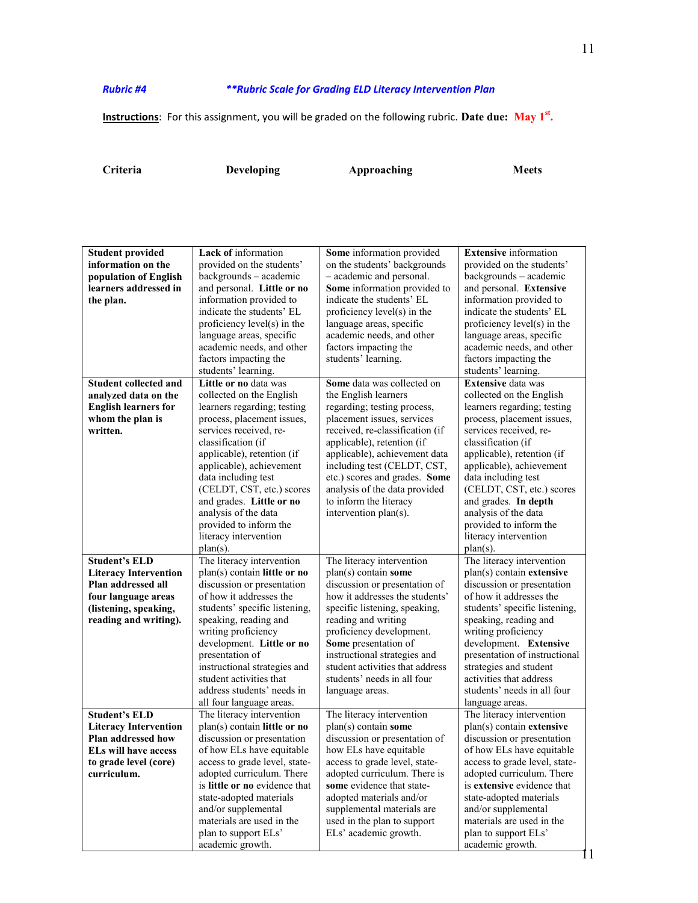*Rubric #4* ***\*\*Rubric Scale for Grading ELD Literacy Intervention Plan***

<u>**Instructions**</u>: For this assignment, you will be graded on the following rubric. **Date due: May 1st.**

| Criteria | Developing | Approaching | Meets |
|---|---|---|---|
| **Student provided information on the population of English learners addressed in the plan.** | **Lack of** information provided on the students' backgrounds – academic and personal. **Little or no** information provided to indicate the students' EL proficiency level(s) in the language areas, specific academic needs, and other factors impacting the students' learning. | **Some** information provided on the students' backgrounds – academic and personal. **Some** information provided to indicate the students' EL proficiency level(s) in the language areas, specific academic needs, and other factors impacting the students' learning. | **Extensive** information provided on the students' backgrounds – academic and personal. **Extensive** information provided to indicate the students' EL proficiency level(s) in the language areas, specific academic needs, and other factors impacting the students' learning. |
| **Student collected and analyzed data on the English learners for whom the plan is written.** | **Little or no** data was collected on the English learners regarding; testing process, placement issues, services received, re-classification (if applicable), retention (if applicable), achievement data including test (CELDT, CST, etc.) scores and grades. **Little or no** analysis of the data provided to inform the literacy intervention plan(s). | **Some** data was collected on the English learners regarding; testing process, placement issues, services received, re-classification (if applicable), retention (if applicable), achievement data including test (CELDT, CST, etc.) scores and grades. **Some** analysis of the data provided to inform the literacy intervention plan(s). | **Extensive** data was collected on the English learners regarding; testing process, placement issues, services received, re-classification (if applicable), retention (if applicable), achievement data including test (CELDT, CST, etc.) scores and grades. **In depth** analysis of the data provided to inform the literacy intervention plan(s). |
| **Student's ELD Literacy Intervention Plan addressed all four language areas (listening, speaking, reading and writing).** | The literacy intervention plan(s) contain **little or no** discussion or presentation of how it addresses the students' specific listening, speaking, reading and writing proficiency development. **Little or no** presentation of instructional strategies and student activities that address students' needs in all four language areas. | The literacy intervention plan(s) contain **some** discussion or presentation of how it addresses the students' specific listening, speaking, reading and writing proficiency development. **Some** presentation of instructional strategies and student activities that address students' needs in all four language areas. | The literacy intervention plan(s) contain **extensive** discussion or presentation of how it addresses the students' specific listening, speaking, reading and writing proficiency development. **Extensive** presentation of instructional strategies and student activities that address students' needs in all four language areas. |
| **Student's ELD Literacy Intervention Plan addressed how ELs will have access to grade level (core) curriculum.** | The literacy intervention plan(s) contain **little or no** discussion or presentation of how ELs have equitable access to grade level, state-adopted curriculum. There is **little or no** evidence that state-adopted materials and/or supplemental materials are used in the plan to support ELs' academic growth. | The literacy intervention plan(s) contain **some** discussion or presentation of how ELs have equitable access to grade level, state-adopted curriculum. There is **some** evidence that state-adopted materials and/or supplemental materials are used in the plan to support ELs' academic growth. | The literacy intervention plan(s) contain **extensive** discussion or presentation of how ELs have equitable access to grade level, state-adopted curriculum. There is **extensive** evidence that state-adopted materials and/or supplemental materials are used in the plan to support ELs' academic growth. |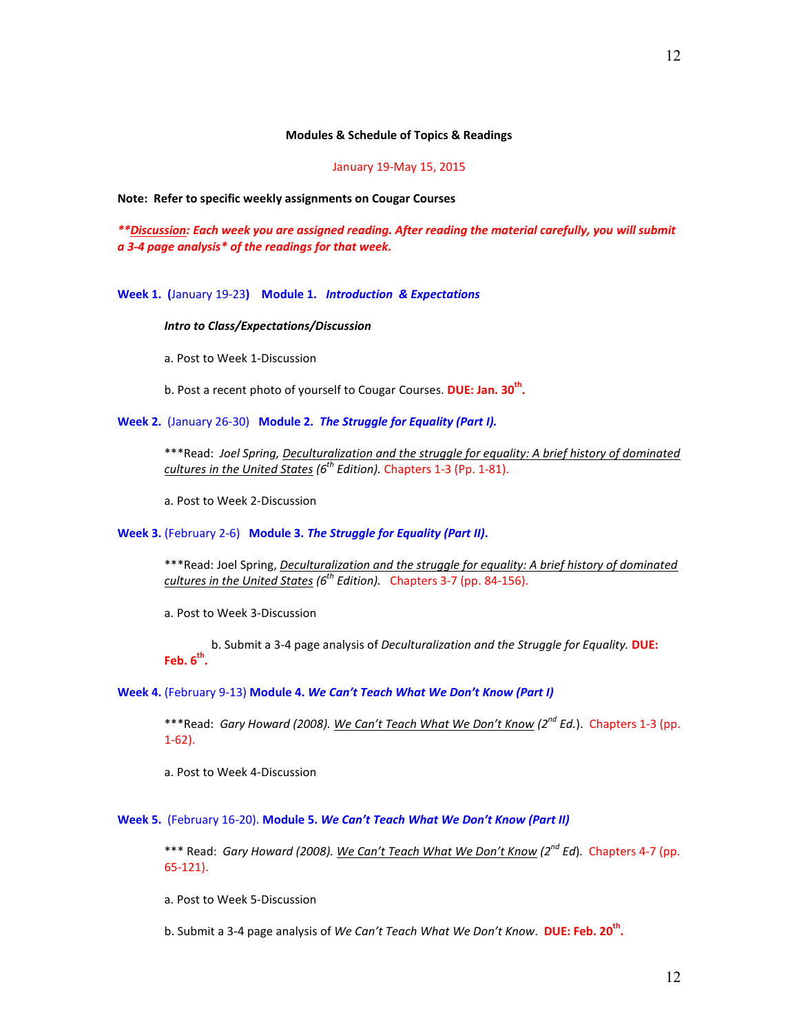**Modules & Schedule of Topics & Readings**

January 19-May 15, 2015

**Note: Refer to specific weekly assignments on Cougar Courses**

***\*\*<u>Discussion</u>: Each week you are assigned reading. After reading the material carefully, you will submit a 3-4 page analysis\* of the readings for that week.***

**Week 1. (**January 19-23**) Module 1. *Introduction & Expectations***

***Intro to Class/Expectations/Discussion***

a. Post to Week 1-Discussion

b. Post a recent photo of yourself to Cougar Courses. **DUE: Jan. 30th.**

**Week 2.** (January 26-30) **Module 2. *The Struggle for Equality (Part I).***

\*\*\*Read: *Joel Spring,* <u>Deculturalization and the struggle for equality: A brief history of dominated cultures in the United States</u> *(6th Edition).* Chapters 1-3 (Pp. 1-81).

a. Post to Week 2-Discussion

**Week 3.** (February 2-6) **Module 3. *The Struggle for Equality (Part II).***

\*\*\*Read: Joel Spring, <u>Deculturalization and the struggle for equality: A brief history of dominated cultures in the United States</u> *(6th Edition).* Chapters 3-7 (pp. 84-156).

a. Post to Week 3-Discussion

b. Submit a 3-4 page analysis of *Deculturalization and the Struggle for Equality.* **DUE: Feb. 6th.**

**Week 4.** (February 9-13) **Module 4. *We Can't Teach What We Don't Know (Part I)***

\*\*\*Read: *Gary Howard (2008).* <u>We Can't Teach What We Don't Know</u> *(2nd Ed.*). Chapters 1-3 (pp. 1-62).

a. Post to Week 4-Discussion

**Week 5.** (February 16-20). **Module 5. *We Can't Teach What We Don't Know (Part II)***

\*\*\* Read: *Gary Howard (2008).* <u>We Can't Teach What We Don't Know</u> *(2nd Ed*). Chapters 4-7 (pp. 65-121).

a. Post to Week 5-Discussion

b. Submit a 3-4 page analysis of *We Can't Teach What We Don't Know*. **DUE: Feb. 20th.**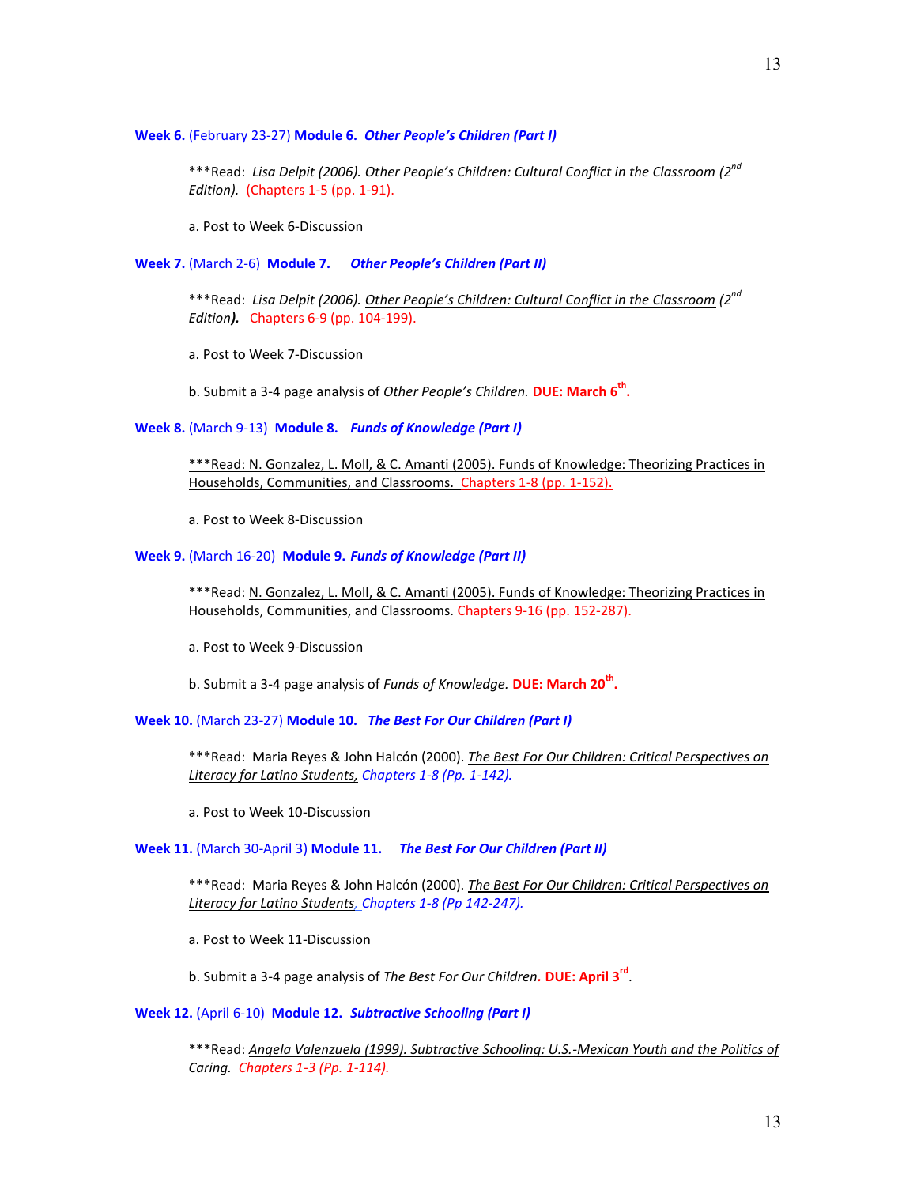**Week 6.** (February 23-27) **Module 6.** ***Other People's Children (Part I)***

> ***Read: *Lisa Delpit (2006).* *Other People's Children: Cultural Conflict in the Classroom (2nd Edition).* (Chapters 1-5 (pp. 1-91).
>
> a. Post to Week 6-Discussion

**Week 7.** (March 2-6) **Module 7.** ***Other People's Children (Part II)***

> ***Read: *Lisa Delpit (2006).* *Other People's Children: Cultural Conflict in the Classroom (2nd Edition)***.** Chapters 6-9 (pp. 104-199).
>
> a. Post to Week 7-Discussion
>
> b. Submit a 3-4 page analysis of *Other People's Children.* **DUE: March 6th.**

**Week 8.** (March 9-13) **Module 8.** ***Funds of Knowledge (Part I)***

> ***Read: N. Gonzalez, L. Moll, & C. Amanti (2005). Funds of Knowledge: Theorizing Practices in Households, Communities, and Classrooms. Chapters 1-8 (pp. 1-152).
>
> a. Post to Week 8-Discussion

**Week 9.** (March 16-20) **Module 9.** ***Funds of Knowledge (Part II)***

> ***Read: N. Gonzalez, L. Moll, & C. Amanti (2005). Funds of Knowledge: Theorizing Practices in Households, Communities, and Classrooms. Chapters 9-16 (pp. 152-287).
>
> a. Post to Week 9-Discussion
>
> b. Submit a 3-4 page analysis of *Funds of Knowledge.* **DUE: March 20th.**

**Week 10.** (March 23-27) **Module 10.** ***The Best For Our Children (Part I)***

> ***Read: Maria Reyes & John Halcón (2000). *The Best For Our Children: Critical Perspectives on Literacy for Latino Students, Chapters 1-8 (Pp. 1-142).*
>
> a. Post to Week 10-Discussion

**Week 11.** (March 30-April 3) **Module 11.** ***The Best For Our Children (Part II)***

> ***Read: Maria Reyes & John Halcón (2000). *The Best For Our Children: Critical Perspectives on Literacy for Latino Students, Chapters 1-8 (Pp 142-247).*
>
> a. Post to Week 11-Discussion
>
> b. Submit a 3-4 page analysis of *The Best For Our Children***.** **DUE: April 3rd**.

**Week 12.** (April 6-10) **Module 12.** ***Subtractive Schooling (Part I)***

> ***Read: *Angela Valenzuela (1999). Subtractive Schooling: U.S.-Mexican Youth and the Politics of Caring. Chapters 1-3 (Pp. 1-114).*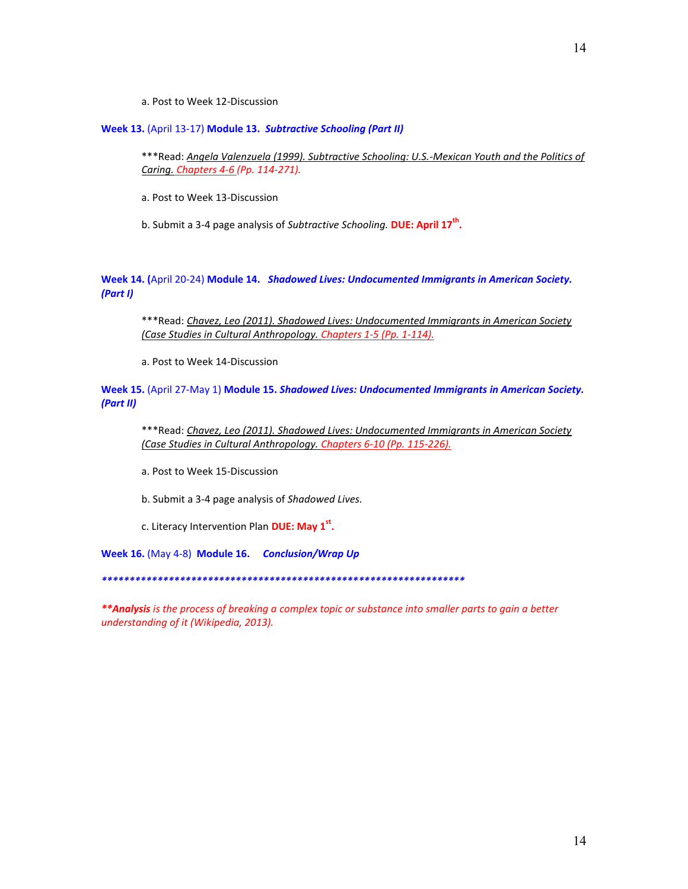a. Post to Week 12-Discussion

**Week 13.** (April 13-17) **Module 13.** ***Subtractive Schooling (Part II)***

***Read: Angela Valenzuela (1999). *Subtractive Schooling: U.S.-Mexican Youth and the Politics of Caring.* *Chapters 4-6 (Pp. 114-271).*

a. Post to Week 13-Discussion

b. Submit a 3-4 page analysis of *Subtractive Schooling.* **DUE: April 17th.**

**Week 14.** (April 20-24) **Module 14.** ***Shadowed Lives: Undocumented Immigrants in American Society. (Part I)***

***Read: Chavez, Leo (2011). *Shadowed Lives: Undocumented Immigrants in American Society (Case Studies in Cultural Anthropology.* *Chapters 1-5 (Pp. 1-114).*

a. Post to Week 14-Discussion

**Week 15.** (April 27-May 1) **Module 15.** ***Shadowed Lives: Undocumented Immigrants in American Society. (Part II)***

***Read: Chavez, Leo (2011). *Shadowed Lives: Undocumented Immigrants in American Society (Case Studies in Cultural Anthropology.* *Chapters 6-10 (Pp. 115-226).*

a. Post to Week 15-Discussion

b. Submit a 3-4 page analysis of *Shadowed Lives.*

c. Literacy Intervention Plan **DUE: May 1st.**

**Week 16.** (May 4-8) **Module 16.** ***Conclusion/Wrap Up***

*******************************************************************

***\*\*Analysis** is the process of breaking a complex topic or substance into smaller parts to gain a better understanding of it (Wikipedia, 2013).*